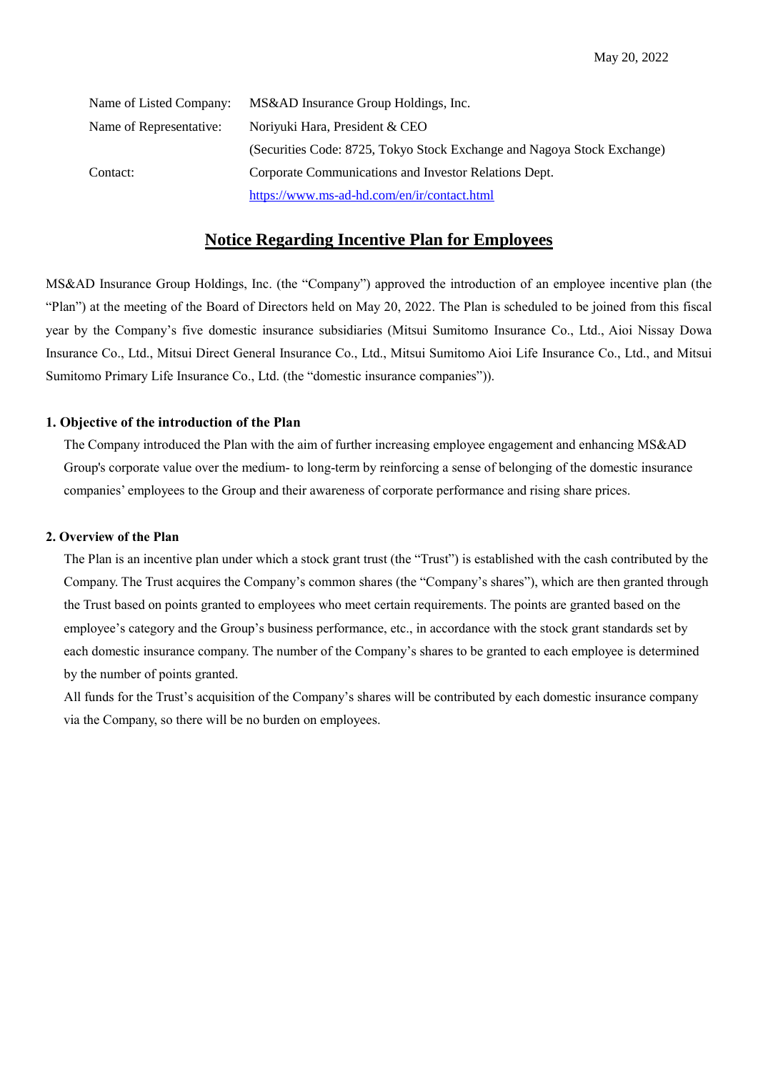May 20, 2022

| | |
|---|---|
| Name of Listed Company: | MS&AD Insurance Group Holdings, Inc. |
| Name of Representative: | Noriyuki Hara, President & CEO |
| | (Securities Code: 8725, Tokyo Stock Exchange and Nagoya Stock Exchange) |
| Contact: | Corporate Communications and Investor Relations Dept. |
| | https://www.ms-ad-hd.com/en/ir/contact.html |

# Notice Regarding Incentive Plan for Employees

MS&AD Insurance Group Holdings, Inc. (the "Company") approved the introduction of an employee incentive plan (the "Plan") at the meeting of the Board of Directors held on May 20, 2022. The Plan is scheduled to be joined from this fiscal year by the Company's five domestic insurance subsidiaries (Mitsui Sumitomo Insurance Co., Ltd., Aioi Nissay Dowa Insurance Co., Ltd., Mitsui Direct General Insurance Co., Ltd., Mitsui Sumitomo Aioi Life Insurance Co., Ltd., and Mitsui Sumitomo Primary Life Insurance Co., Ltd. (the "domestic insurance companies")).

## 1. Objective of the introduction of the Plan

The Company introduced the Plan with the aim of further increasing employee engagement and enhancing MS&AD Group's corporate value over the medium- to long-term by reinforcing a sense of belonging of the domestic insurance companies' employees to the Group and their awareness of corporate performance and rising share prices.

## 2. Overview of the Plan

The Plan is an incentive plan under which a stock grant trust (the "Trust") is established with the cash contributed by the Company. The Trust acquires the Company's common shares (the "Company's shares"), which are then granted through the Trust based on points granted to employees who meet certain requirements. The points are granted based on the employee's category and the Group's business performance, etc., in accordance with the stock grant standards set by each domestic insurance company. The number of the Company's shares to be granted to each employee is determined by the number of points granted.

All funds for the Trust's acquisition of the Company's shares will be contributed by each domestic insurance company via the Company, so there will be no burden on employees.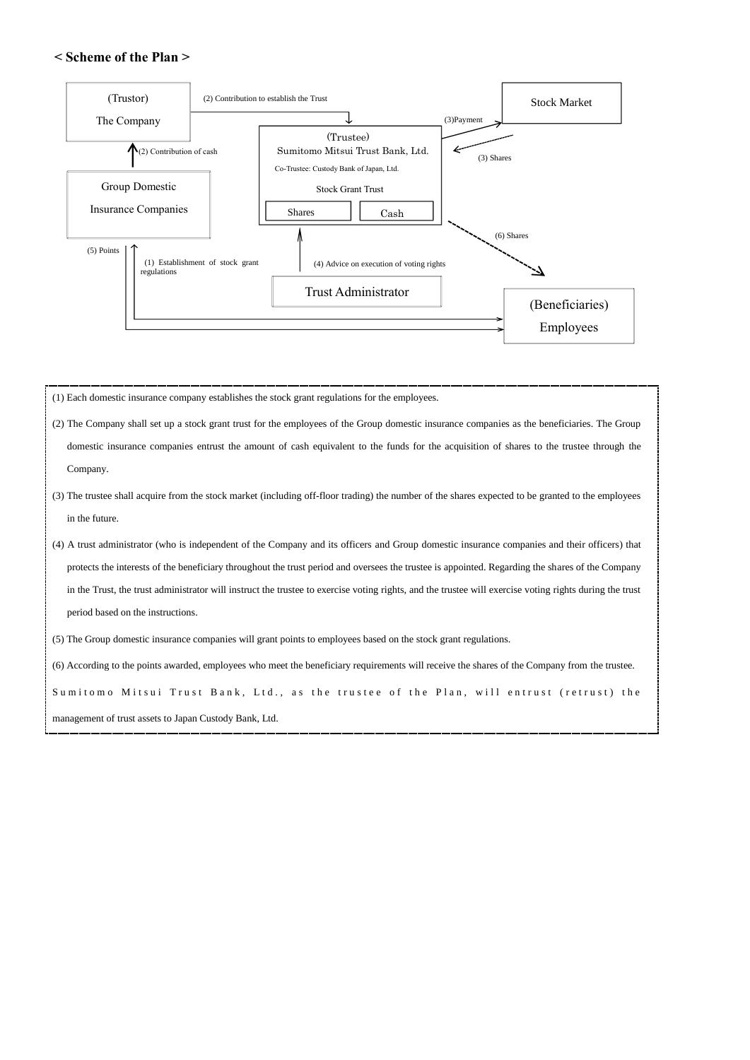**< Scheme of the Plan >**

(Trustor)
The Company

(2) Contribution to establish the Trust

Stock Market

(3)Payment

(Trustee)
Sumitomo Mitsui Trust Bank, Ltd.
Co-Trustee: Custody Bank of Japan, Ltd.

(2) Contribution of cash

(3) Shares

Group Domestic
Insurance Companies

Stock Grant Trust

Shares

Cash

(6) Shares

(5) Points

(1) Establishment of stock grant regulations

(4) Advice on execution of voting rights

Trust Administrator

(Beneficiaries)
Employees

(1) Each domestic insurance company establishes the stock grant regulations for the employees.

(2) The Company shall set up a stock grant trust for the employees of the Group domestic insurance companies as the beneficiaries. The Group domestic insurance companies entrust the amount of cash equivalent to the funds for the acquisition of shares to the trustee through the Company.

(3) The trustee shall acquire from the stock market (including off-floor trading) the number of the shares expected to be granted to the employees in the future.

(4) A trust administrator (who is independent of the Company and its officers and Group domestic insurance companies and their officers) that protects the interests of the beneficiary throughout the trust period and oversees the trustee is appointed. Regarding the shares of the Company in the Trust, the trust administrator will instruct the trustee to exercise voting rights, and the trustee will exercise voting rights during the trust period based on the instructions.

(5) The Group domestic insurance companies will grant points to employees based on the stock grant regulations.

(6) According to the points awarded, employees who meet the beneficiary requirements will receive the shares of the Company from the trustee.

Sumitomo Mitsui Trust Bank, Ltd., as the trustee of the Plan, will entrust (retrust) the management of trust assets to Japan Custody Bank, Ltd.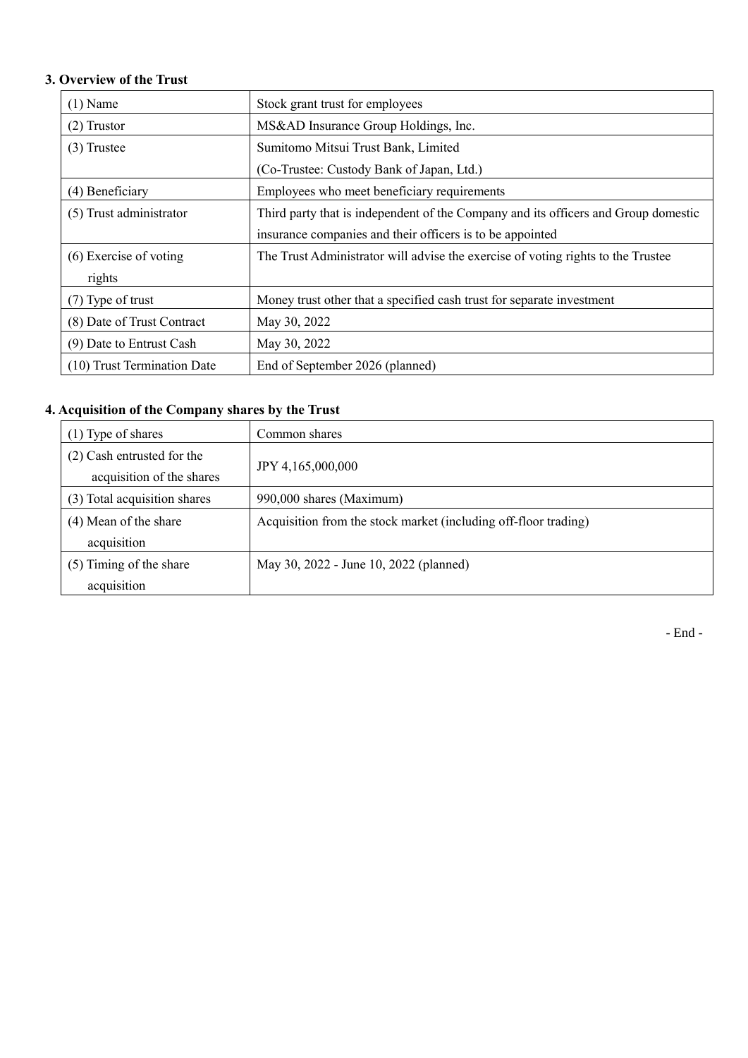### 3. Overview of the Trust

| | |
|---|---|
| (1) Name | Stock grant trust for employees |
| (2) Trustor | MS&AD Insurance Group Holdings, Inc. |
| (3) Trustee | Sumitomo Mitsui Trust Bank, Limited<br>(Co-Trustee: Custody Bank of Japan, Ltd.) |
| (4) Beneficiary | Employees who meet beneficiary requirements |
| (5) Trust administrator | Third party that is independent of the Company and its officers and Group domestic insurance companies and their officers is to be appointed |
| (6) Exercise of voting rights | The Trust Administrator will advise the exercise of voting rights to the Trustee |
| (7) Type of trust | Money trust other that a specified cash trust for separate investment |
| (8) Date of Trust Contract | May 30, 2022 |
| (9) Date to Entrust Cash | May 30, 2022 |
| (10) Trust Termination Date | End of September 2026 (planned) |

### 4. Acquisition of the Company shares by the Trust

| | |
|---|---|
| (1) Type of shares | Common shares |
| (2) Cash entrusted for the acquisition of the shares | JPY 4,165,000,000 |
| (3) Total acquisition shares | 990,000 shares (Maximum) |
| (4) Mean of the share acquisition | Acquisition from the stock market (including off-floor trading) |
| (5) Timing of the share acquisition | May 30, 2022 - June 10, 2022 (planned) |

- End -